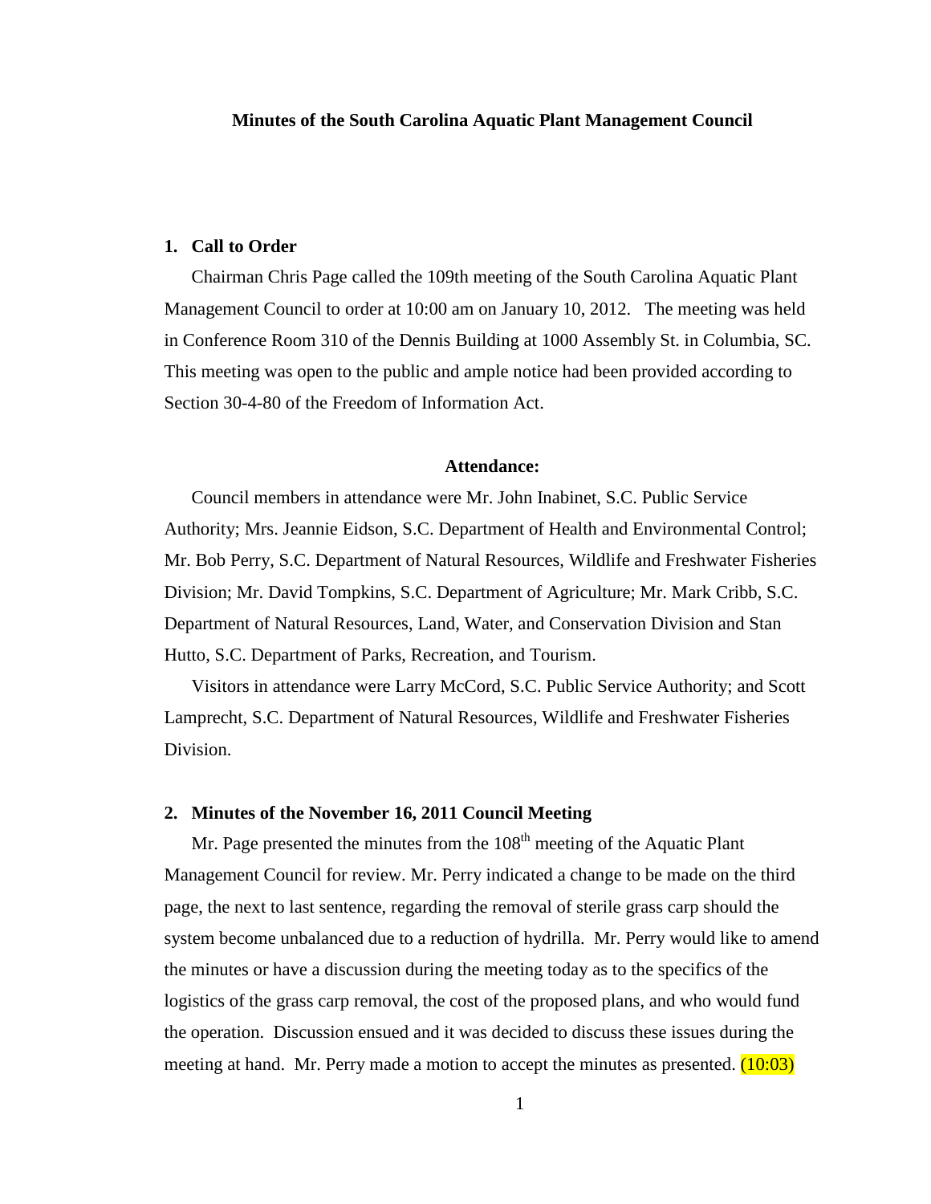**Minutes of the South Carolina Aquatic Plant Management Council**

## 1. Call to Order

Chairman Chris Page called the 109th meeting of the South Carolina Aquatic Plant Management Council to order at 10:00 am on January 10, 2012. The meeting was held in Conference Room 310 of the Dennis Building at 1000 Assembly St. in Columbia, SC. This meeting was open to the public and ample notice had been provided according to Section 30-4-80 of the Freedom of Information Act.

**Attendance:**

Council members in attendance were Mr. John Inabinet, S.C. Public Service Authority; Mrs. Jeannie Eidson, S.C. Department of Health and Environmental Control; Mr. Bob Perry, S.C. Department of Natural Resources, Wildlife and Freshwater Fisheries Division; Mr. David Tompkins, S.C. Department of Agriculture; Mr. Mark Cribb, S.C. Department of Natural Resources, Land, Water, and Conservation Division and Stan Hutto, S.C. Department of Parks, Recreation, and Tourism.

Visitors in attendance were Larry McCord, S.C. Public Service Authority; and Scott Lamprecht, S.C. Department of Natural Resources, Wildlife and Freshwater Fisheries Division.

## 2. Minutes of the November 16, 2011 Council Meeting

Mr. Page presented the minutes from the 108th meeting of the Aquatic Plant Management Council for review. Mr. Perry indicated a change to be made on the third page, the next to last sentence, regarding the removal of sterile grass carp should the system become unbalanced due to a reduction of hydrilla. Mr. Perry would like to amend the minutes or have a discussion during the meeting today as to the specifics of the logistics of the grass carp removal, the cost of the proposed plans, and who would fund the operation. Discussion ensued and it was decided to discuss these issues during the meeting at hand. Mr. Perry made a motion to accept the minutes as presented. (10:03)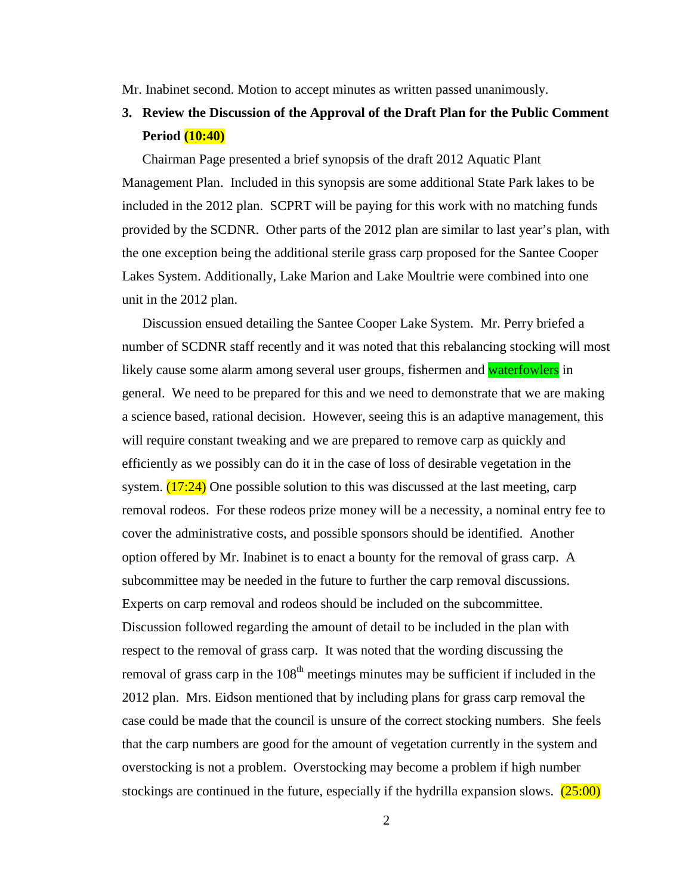Mr. Inabinet second. Motion to accept minutes as written passed unanimously.

3. **Review the Discussion of the Approval of the Draft Plan for the Public Comment Period (10:40)**

Chairman Page presented a brief synopsis of the draft 2012 Aquatic Plant Management Plan. Included in this synopsis are some additional State Park lakes to be included in the 2012 plan. SCPRT will be paying for this work with no matching funds provided by the SCDNR. Other parts of the 2012 plan are similar to last year's plan, with the one exception being the additional sterile grass carp proposed for the Santee Cooper Lakes System. Additionally, Lake Marion and Lake Moultrie were combined into one unit in the 2012 plan.

Discussion ensued detailing the Santee Cooper Lake System. Mr. Perry briefed a number of SCDNR staff recently and it was noted that this rebalancing stocking will most likely cause some alarm among several user groups, fishermen and waterfowlers in general. We need to be prepared for this and we need to demonstrate that we are making a science based, rational decision. However, seeing this is an adaptive management, this will require constant tweaking and we are prepared to remove carp as quickly and efficiently as we possibly can do it in the case of loss of desirable vegetation in the system. (17:24) One possible solution to this was discussed at the last meeting, carp removal rodeos. For these rodeos prize money will be a necessity, a nominal entry fee to cover the administrative costs, and possible sponsors should be identified. Another option offered by Mr. Inabinet is to enact a bounty for the removal of grass carp. A subcommittee may be needed in the future to further the carp removal discussions. Experts on carp removal and rodeos should be included on the subcommittee. Discussion followed regarding the amount of detail to be included in the plan with respect to the removal of grass carp. It was noted that the wording discussing the removal of grass carp in the 108th meetings minutes may be sufficient if included in the 2012 plan. Mrs. Eidson mentioned that by including plans for grass carp removal the case could be made that the council is unsure of the correct stocking numbers. She feels that the carp numbers are good for the amount of vegetation currently in the system and overstocking is not a problem. Overstocking may become a problem if high number stockings are continued in the future, especially if the hydrilla expansion slows. (25:00)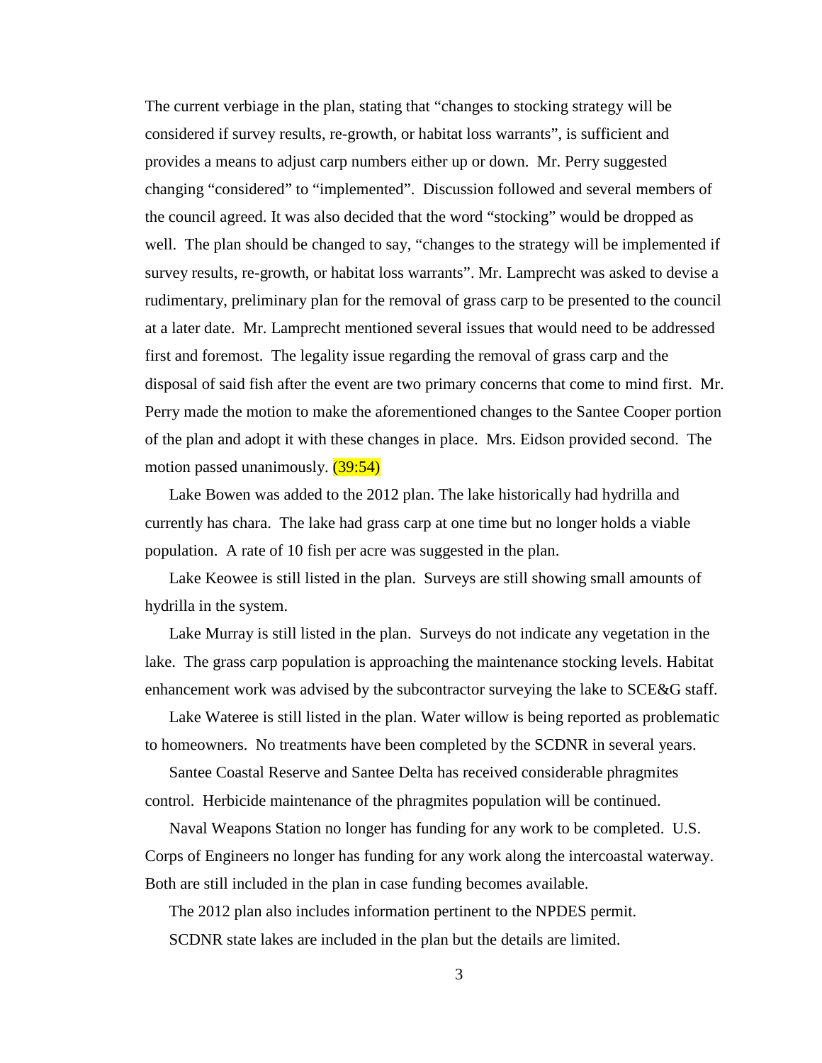The current verbiage in the plan, stating that "changes to stocking strategy will be considered if survey results, re-growth, or habitat loss warrants", is sufficient and provides a means to adjust carp numbers either up or down. Mr. Perry suggested changing "considered" to "implemented". Discussion followed and several members of the council agreed. It was also decided that the word "stocking" would be dropped as well. The plan should be changed to say, "changes to the strategy will be implemented if survey results, re-growth, or habitat loss warrants". Mr. Lamprecht was asked to devise a rudimentary, preliminary plan for the removal of grass carp to be presented to the council at a later date. Mr. Lamprecht mentioned several issues that would need to be addressed first and foremost. The legality issue regarding the removal of grass carp and the disposal of said fish after the event are two primary concerns that come to mind first. Mr. Perry made the motion to make the aforementioned changes to the Santee Cooper portion of the plan and adopt it with these changes in place. Mrs. Eidson provided second. The motion passed unanimously. (39:54)

Lake Bowen was added to the 2012 plan. The lake historically had hydrilla and currently has chara. The lake had grass carp at one time but no longer holds a viable population. A rate of 10 fish per acre was suggested in the plan.

Lake Keowee is still listed in the plan. Surveys are still showing small amounts of hydrilla in the system.

Lake Murray is still listed in the plan. Surveys do not indicate any vegetation in the lake. The grass carp population is approaching the maintenance stocking levels. Habitat enhancement work was advised by the subcontractor surveying the lake to SCE&G staff.

Lake Wateree is still listed in the plan. Water willow is being reported as problematic to homeowners. No treatments have been completed by the SCDNR in several years.

Santee Coastal Reserve and Santee Delta has received considerable phragmites control. Herbicide maintenance of the phragmites population will be continued.

Naval Weapons Station no longer has funding for any work to be completed. U.S. Corps of Engineers no longer has funding for any work along the intercoastal waterway. Both are still included in the plan in case funding becomes available.

The 2012 plan also includes information pertinent to the NPDES permit.

SCDNR state lakes are included in the plan but the details are limited.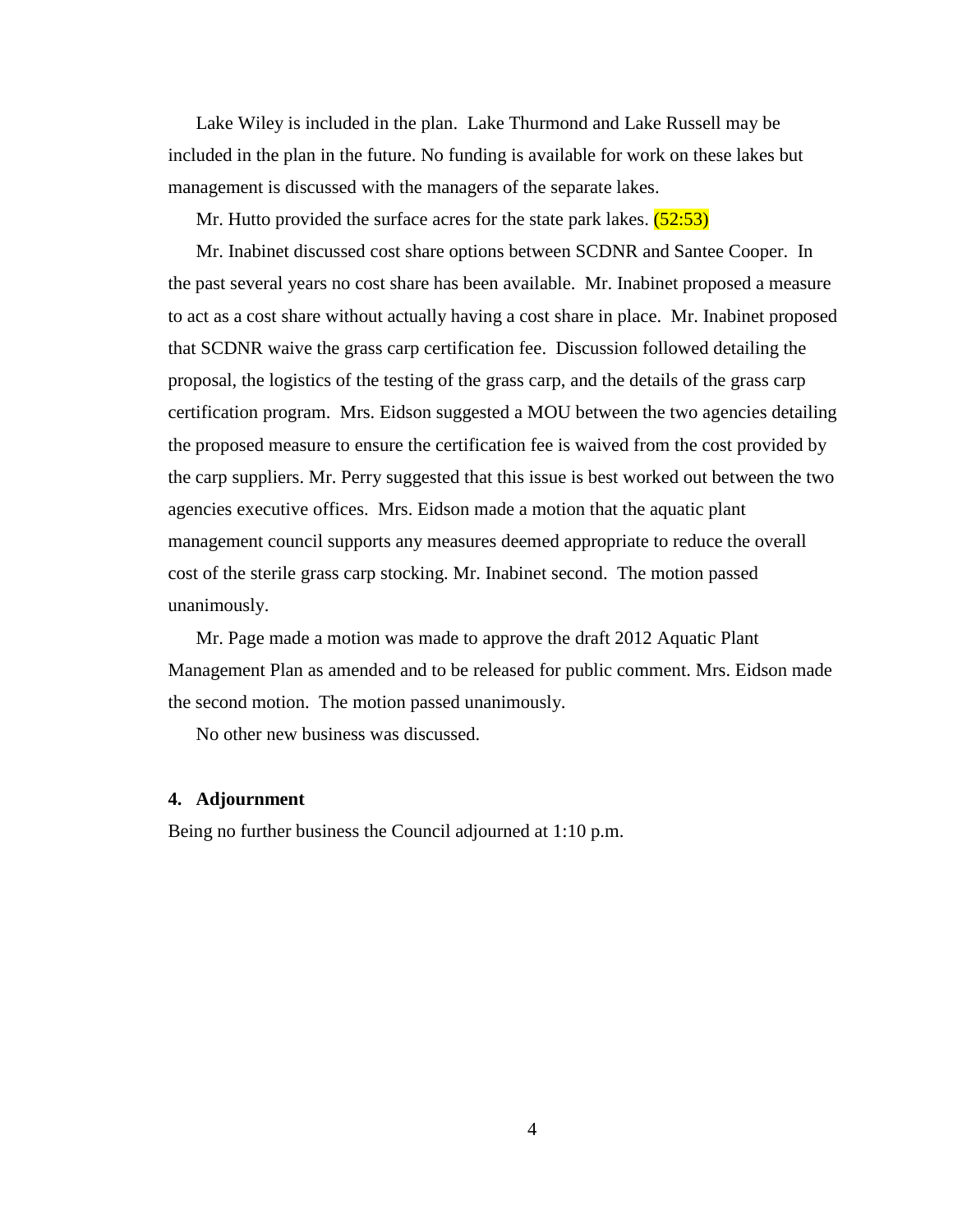Lake Wiley is included in the plan. Lake Thurmond and Lake Russell may be included in the plan in the future. No funding is available for work on these lakes but management is discussed with the managers of the separate lakes.

Mr. Hutto provided the surface acres for the state park lakes. (52:53)

Mr. Inabinet discussed cost share options between SCDNR and Santee Cooper. In the past several years no cost share has been available. Mr. Inabinet proposed a measure to act as a cost share without actually having a cost share in place. Mr. Inabinet proposed that SCDNR waive the grass carp certification fee. Discussion followed detailing the proposal, the logistics of the testing of the grass carp, and the details of the grass carp certification program. Mrs. Eidson suggested a MOU between the two agencies detailing the proposed measure to ensure the certification fee is waived from the cost provided by the carp suppliers. Mr. Perry suggested that this issue is best worked out between the two agencies executive offices. Mrs. Eidson made a motion that the aquatic plant management council supports any measures deemed appropriate to reduce the overall cost of the sterile grass carp stocking. Mr. Inabinet second. The motion passed unanimously.

Mr. Page made a motion was made to approve the draft 2012 Aquatic Plant Management Plan as amended and to be released for public comment. Mrs. Eidson made the second motion. The motion passed unanimously.

No other new business was discussed.

**4. Adjournment**

Being no further business the Council adjourned at 1:10 p.m.